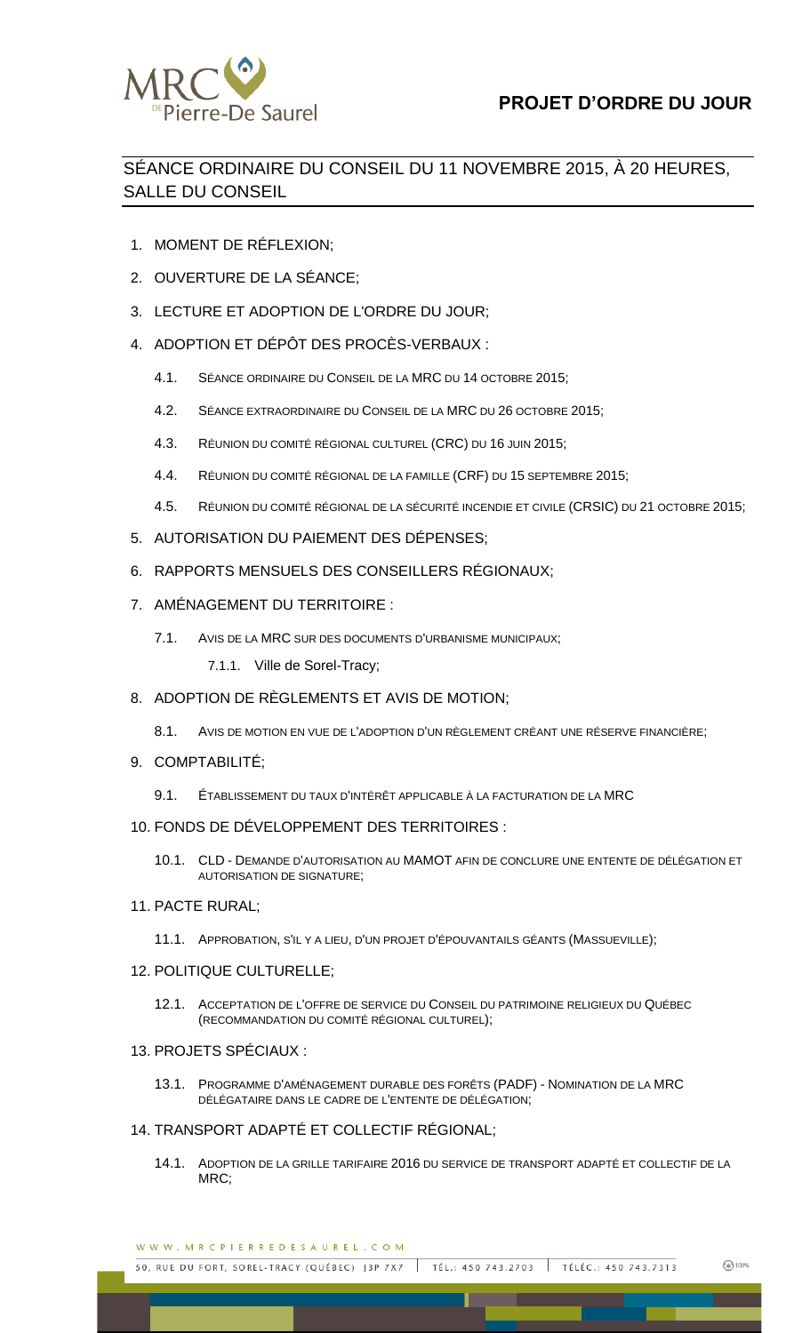# PROJET D'ORDRE DU JOUR

## SÉANCE ORDINAIRE DU CONSEIL DU 11 NOVEMBRE 2015, À 20 HEURES, SALLE DU CONSEIL

1. MOMENT DE RÉFLEXION;
2. OUVERTURE DE LA SÉANCE;
3. LECTURE ET ADOPTION DE L'ORDRE DU JOUR;
4. ADOPTION ET DÉPÔT DES PROCÈS-VERBAUX :
   - 4.1. SÉANCE ORDINAIRE DU CONSEIL DE LA MRC DU 14 OCTOBRE 2015;
   - 4.2. SÉANCE EXTRAORDINAIRE DU CONSEIL DE LA MRC DU 26 OCTOBRE 2015;
   - 4.3. RÉUNION DU COMITÉ RÉGIONAL CULTUREL (CRC) DU 16 JUIN 2015;
   - 4.4. RÉUNION DU COMITÉ RÉGIONAL DE LA FAMILLE (CRF) DU 15 SEPTEMBRE 2015;
   - 4.5. RÉUNION DU COMITÉ RÉGIONAL DE LA SÉCURITÉ INCENDIE ET CIVILE (CRSIC) DU 21 OCTOBRE 2015;
5. AUTORISATION DU PAIEMENT DES DÉPENSES;
6. RAPPORTS MENSUELS DES CONSEILLERS RÉGIONAUX;
7. AMÉNAGEMENT DU TERRITOIRE :
   - 7.1. AVIS DE LA MRC SUR DES DOCUMENTS D'URBANISME MUNICIPAUX;
     - 7.1.1. Ville de Sorel-Tracy;
8. ADOPTION DE RÈGLEMENTS ET AVIS DE MOTION;
   - 8.1. AVIS DE MOTION EN VUE DE L'ADOPTION D'UN RÈGLEMENT CRÉANT UNE RÉSERVE FINANCIÈRE;
9. COMPTABILITÉ;
   - 9.1. ÉTABLISSEMENT DU TAUX D'INTÉRÊT APPLICABLE À LA FACTURATION DE LA MRC
10. FONDS DE DÉVELOPPEMENT DES TERRITOIRES :
    - 10.1. CLD - DEMANDE D'AUTORISATION AU MAMOT AFIN DE CONCLURE UNE ENTENTE DE DÉLÉGATION ET AUTORISATION DE SIGNATURE;
11. PACTE RURAL;
    - 11.1. APPROBATION, S'IL Y A LIEU, D'UN PROJET D'ÉPOUVANTAILS GÉANTS (MASSUEVILLE);
12. POLITIQUE CULTURELLE;
    - 12.1. ACCEPTATION DE L'OFFRE DE SERVICE DU CONSEIL DU PATRIMOINE RELIGIEUX DU QUÉBEC (RECOMMANDATION DU COMITÉ RÉGIONAL CULTUREL);
13. PROJETS SPÉCIAUX :
    - 13.1. PROGRAMME D'AMÉNAGEMENT DURABLE DES FORÊTS (PADF) - NOMINATION DE LA MRC DÉLÉGATAIRE DANS LE CADRE DE L'ENTENTE DE DÉLÉGATION;
14. TRANSPORT ADAPTÉ ET COLLECTIF RÉGIONAL;
    - 14.1. ADOPTION DE LA GRILLE TARIFAIRE 2016 DU SERVICE DE TRANSPORT ADAPTÉ ET COLLECTIF DE LA MRC;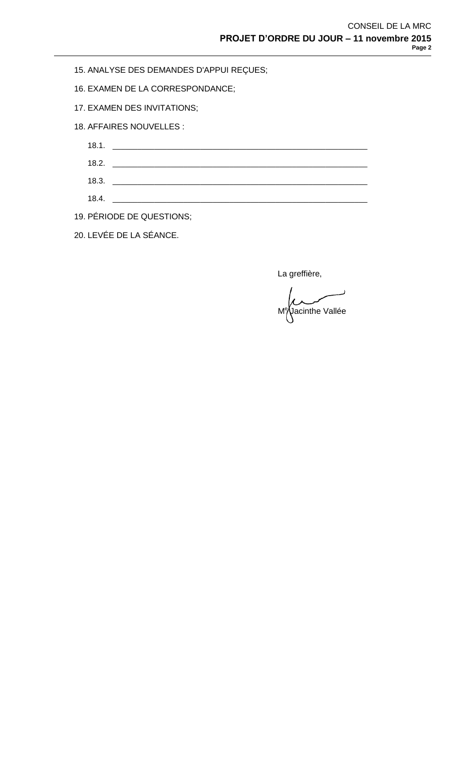15. ANALYSE DES DEMANDES D'APPUI REÇUES;

16. EXAMEN DE LA CORRESPONDANCE;

17. EXAMEN DES INVITATIONS;

18. AFFAIRES NOUVELLES :

    18.1. ____________________________________________

    18.2. ____________________________________________

    18.3. ____________________________________________

    18.4. ____________________________________________

19. PÉRIODE DE QUESTIONS;

20. LEVÉE DE LA SÉANCE.

La greffière,

Me Jacinthe Vallée